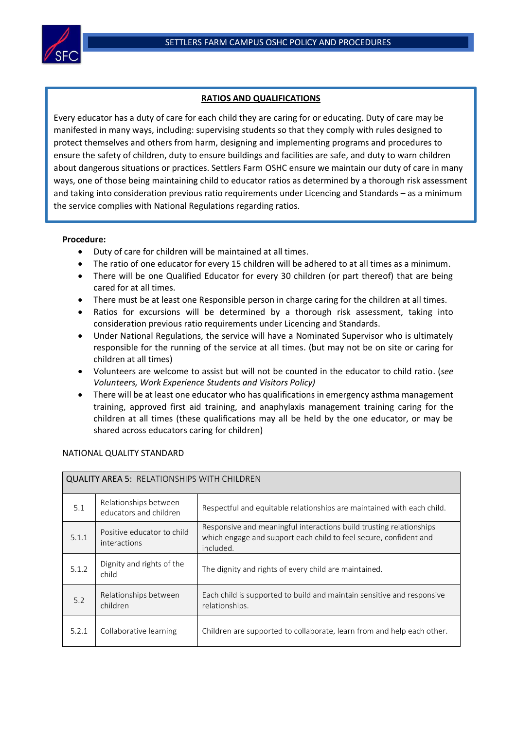## RATIOS AND QUALIFICATIONS

Every educator has a duty of care for each child they are caring for or educating. Duty of care may be manifested in many ways, including: supervising students so that they comply with rules designed to protect themselves and others from harm, designing and implementing programs and procedures to ensure the safety of children, duty to ensure buildings and facilities are safe, and duty to warn children about dangerous situations or practices. Settlers Farm OSHC ensure we maintain our duty of care in many ways, one of those being maintaining child to educator ratios as determined by a thorough risk assessment and taking into consideration previous ratio requirements under Licencing and Standards – as a minimum the service complies with National Regulations regarding ratios.

**Procedure:**

- Duty of care for children will be maintained at all times.
- The ratio of one educator for every 15 children will be adhered to at all times as a minimum.
- There will be one Qualified Educator for every 30 children (or part thereof) that are being cared for at all times.
- There must be at least one Responsible person in charge caring for the children at all times.
- Ratios for excursions will be determined by a thorough risk assessment, taking into consideration previous ratio requirements under Licencing and Standards.
- Under National Regulations, the service will have a Nominated Supervisor who is ultimately responsible for the running of the service at all times. (but may not be on site or caring for children at all times)
- Volunteers are welcome to assist but will not be counted in the educator to child ratio. (*see Volunteers, Work Experience Students and Visitors Policy)*
- There will be at least one educator who has qualifications in emergency asthma management training, approved first aid training, and anaphylaxis management training caring for the children at all times (these qualifications may all be held by the one educator, or may be shared across educators caring for children)

NATIONAL QUALITY STANDARD

| QUALITY AREA 5: RELATIONSHIPS WITH CHILDREN | | |
|---|---|---|
| 5.1 | Relationships between educators and children | Respectful and equitable relationships are maintained with each child. |
| 5.1.1 | Positive educator to child interactions | Responsive and meaningful interactions build trusting relationships which engage and support each child to feel secure, confident and included. |
| 5.1.2 | Dignity and rights of the child | The dignity and rights of every child are maintained. |
| 5.2 | Relationships between children | Each child is supported to build and maintain sensitive and responsive relationships. |
| 5.2.1 | Collaborative learning | Children are supported to collaborate, learn from and help each other. |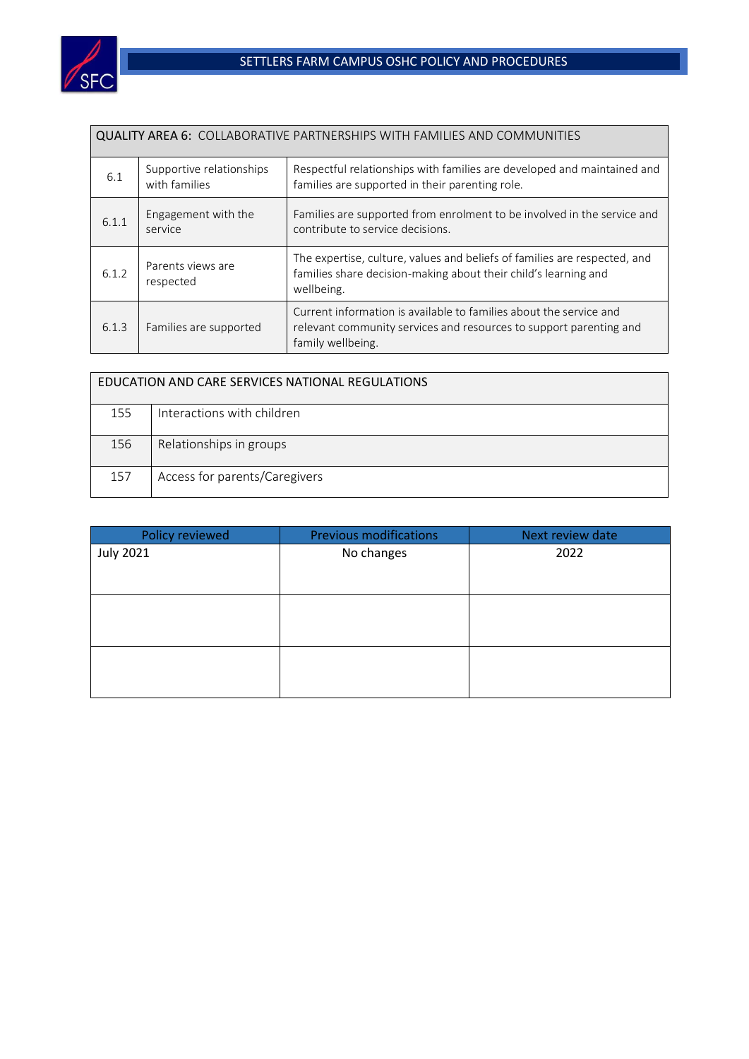| QUALITY AREA 6: COLLABORATIVE PARTNERSHIPS WITH FAMILIES AND COMMUNITIES | | |
|---|---|---|
| 6.1 | Supportive relationships with families | Respectful relationships with families are developed and maintained and families are supported in their parenting role. |
| 6.1.1 | Engagement with the service | Families are supported from enrolment to be involved in the service and contribute to service decisions. |
| 6.1.2 | Parents views are respected | The expertise, culture, values and beliefs of families are respected, and families share decision-making about their child's learning and wellbeing. |
| 6.1.3 | Families are supported | Current information is available to families about the service and relevant community services and resources to support parenting and family wellbeing. |

| EDUCATION AND CARE SERVICES NATIONAL REGULATIONS | |
|---|---|
| 155 | Interactions with children |
| 156 | Relationships in groups |
| 157 | Access for parents/Caregivers |

| Policy reviewed | Previous modifications | Next review date |
|---|---|---|
| July 2021 | No changes | 2022 |
| | | |
| | | |